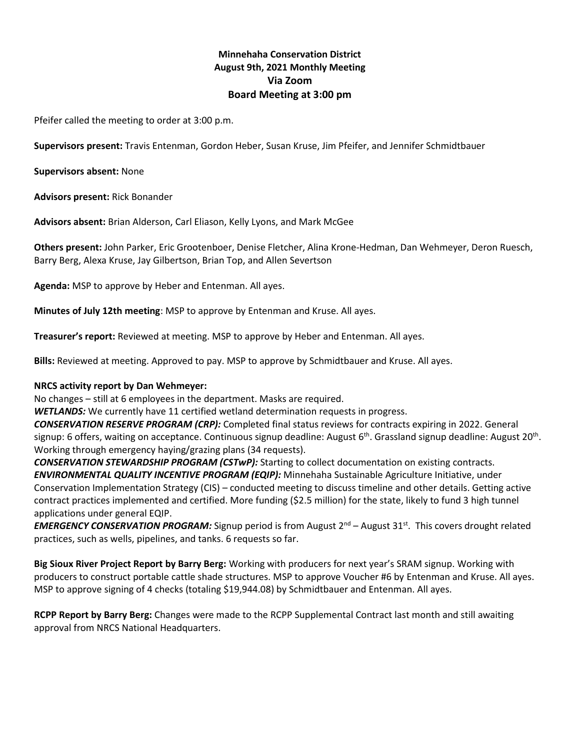**Minnehaha Conservation District**
**August 9th, 2021 Monthly Meeting**
**Via Zoom**
**Board Meeting at 3:00 pm**

Pfeifer called the meeting to order at 3:00 p.m.

**Supervisors present:** Travis Entenman, Gordon Heber, Susan Kruse, Jim Pfeifer, and Jennifer Schmidtbauer

**Supervisors absent:** None

**Advisors present:** Rick Bonander

**Advisors absent:** Brian Alderson, Carl Eliason, Kelly Lyons, and Mark McGee

**Others present:** John Parker, Eric Grootenboer, Denise Fletcher, Alina Krone-Hedman, Dan Wehmeyer, Deron Ruesch, Barry Berg, Alexa Kruse, Jay Gilbertson, Brian Top, and Allen Severtson

**Agenda:** MSP to approve by Heber and Entenman. All ayes.

**Minutes of July 12th meeting**: MSP to approve by Entenman and Kruse. All ayes.

**Treasurer's report:** Reviewed at meeting. MSP to approve by Heber and Entenman. All ayes.

**Bills:** Reviewed at meeting. Approved to pay. MSP to approve by Schmidtbauer and Kruse. All ayes.

**NRCS activity report by Dan Wehmeyer:**

No changes – still at 6 employees in the department. Masks are required.

***WETLANDS:*** We currently have 11 certified wetland determination requests in progress.

***CONSERVATION RESERVE PROGRAM (CRP):*** Completed final status reviews for contracts expiring in 2022. General signup: 6 offers, waiting on acceptance. Continuous signup deadline: August 6th. Grassland signup deadline: August 20th. Working through emergency haying/grazing plans (34 requests).

***CONSERVATION STEWARDSHIP PROGRAM (CSTwP):*** Starting to collect documentation on existing contracts.

***ENVIRONMENTAL QUALITY INCENTIVE PROGRAM (EQIP):*** Minnehaha Sustainable Agriculture Initiative, under Conservation Implementation Strategy (CIS) – conducted meeting to discuss timeline and other details. Getting active contract practices implemented and certified. More funding ($2.5 million) for the state, likely to fund 3 high tunnel applications under general EQIP.

***EMERGENCY CONSERVATION PROGRAM:*** Signup period is from August 2nd – August 31st. This covers drought related practices, such as wells, pipelines, and tanks. 6 requests so far.

**Big Sioux River Project Report by Barry Berg:** Working with producers for next year's SRAM signup. Working with producers to construct portable cattle shade structures. MSP to approve Voucher #6 by Entenman and Kruse. All ayes. MSP to approve signing of 4 checks (totaling $19,944.08) by Schmidtbauer and Entenman. All ayes.

**RCPP Report by Barry Berg:** Changes were made to the RCPP Supplemental Contract last month and still awaiting approval from NRCS National Headquarters.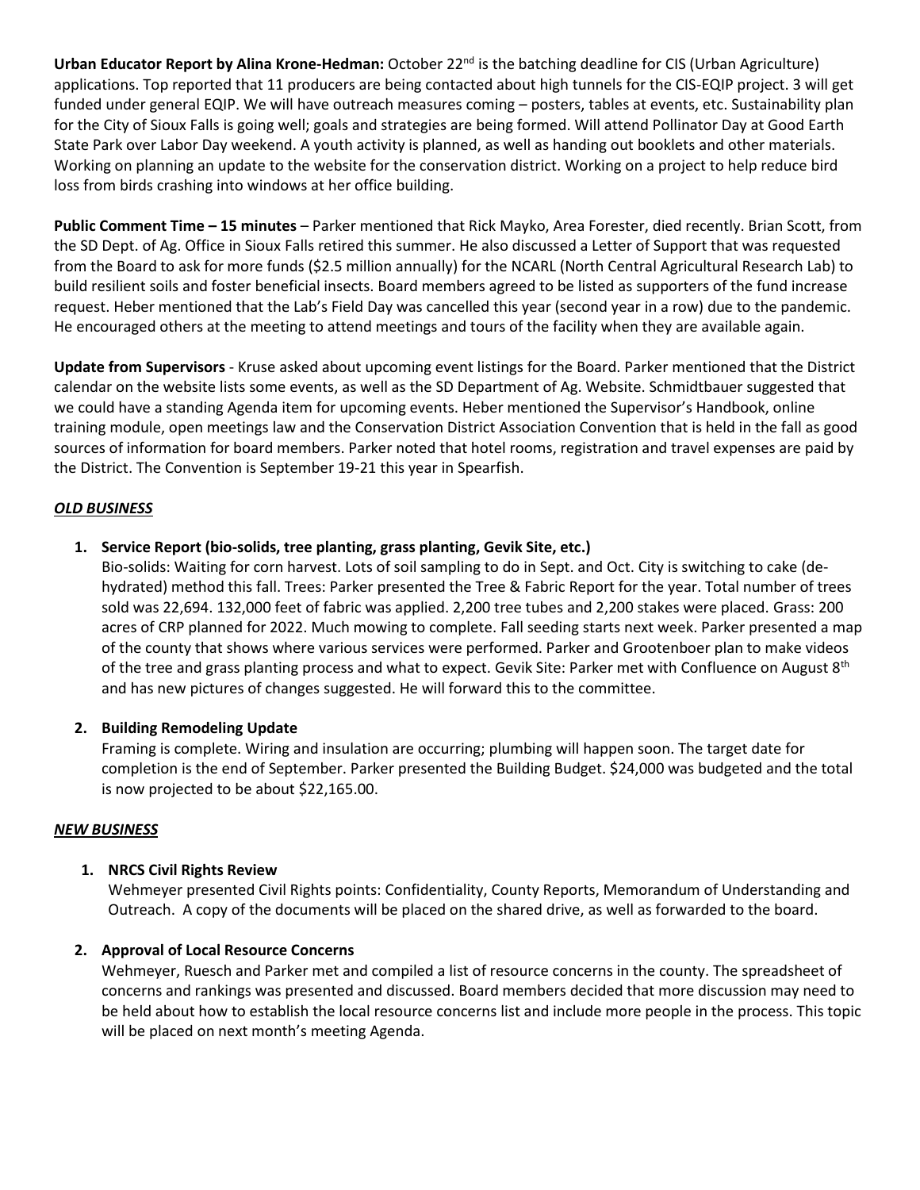**Urban Educator Report by Alina Krone-Hedman:** October 22nd is the batching deadline for CIS (Urban Agriculture) applications. Top reported that 11 producers are being contacted about high tunnels for the CIS-EQIP project. 3 will get funded under general EQIP. We will have outreach measures coming – posters, tables at events, etc. Sustainability plan for the City of Sioux Falls is going well; goals and strategies are being formed. Will attend Pollinator Day at Good Earth State Park over Labor Day weekend. A youth activity is planned, as well as handing out booklets and other materials. Working on planning an update to the website for the conservation district. Working on a project to help reduce bird loss from birds crashing into windows at her office building.

**Public Comment Time – 15 minutes** – Parker mentioned that Rick Mayko, Area Forester, died recently. Brian Scott, from the SD Dept. of Ag. Office in Sioux Falls retired this summer. He also discussed a Letter of Support that was requested from the Board to ask for more funds ($2.5 million annually) for the NCARL (North Central Agricultural Research Lab) to build resilient soils and foster beneficial insects. Board members agreed to be listed as supporters of the fund increase request. Heber mentioned that the Lab's Field Day was cancelled this year (second year in a row) due to the pandemic. He encouraged others at the meeting to attend meetings and tours of the facility when they are available again.

**Update from Supervisors** - Kruse asked about upcoming event listings for the Board. Parker mentioned that the District calendar on the website lists some events, as well as the SD Department of Ag. Website. Schmidtbauer suggested that we could have a standing Agenda item for upcoming events. Heber mentioned the Supervisor's Handbook, online training module, open meetings law and the Conservation District Association Convention that is held in the fall as good sources of information for board members. Parker noted that hotel rooms, registration and travel expenses are paid by the District. The Convention is September 19-21 this year in Spearfish.

***OLD BUSINESS***

1. **Service Report (bio-solids, tree planting, grass planting, Gevik Site, etc.)**
   Bio-solids: Waiting for corn harvest. Lots of soil sampling to do in Sept. and Oct. City is switching to cake (de-hydrated) method this fall. Trees: Parker presented the Tree & Fabric Report for the year. Total number of trees sold was 22,694. 132,000 feet of fabric was applied. 2,200 tree tubes and 2,200 stakes were placed. Grass: 200 acres of CRP planned for 2022. Much mowing to complete. Fall seeding starts next week. Parker presented a map of the county that shows where various services were performed. Parker and Grootenboer plan to make videos of the tree and grass planting process and what to expect. Gevik Site: Parker met with Confluence on August 8th and has new pictures of changes suggested. He will forward this to the committee.

2. **Building Remodeling Update**
   Framing is complete. Wiring and insulation are occurring; plumbing will happen soon. The target date for completion is the end of September. Parker presented the Building Budget. $24,000 was budgeted and the total is now projected to be about $22,165.00.

***NEW BUSINESS***

1. **NRCS Civil Rights Review**
   Wehmeyer presented Civil Rights points: Confidentiality, County Reports, Memorandum of Understanding and Outreach. A copy of the documents will be placed on the shared drive, as well as forwarded to the board.

2. **Approval of Local Resource Concerns**
   Wehmeyer, Ruesch and Parker met and compiled a list of resource concerns in the county. The spreadsheet of concerns and rankings was presented and discussed. Board members decided that more discussion may need to be held about how to establish the local resource concerns list and include more people in the process. This topic will be placed on next month's meeting Agenda.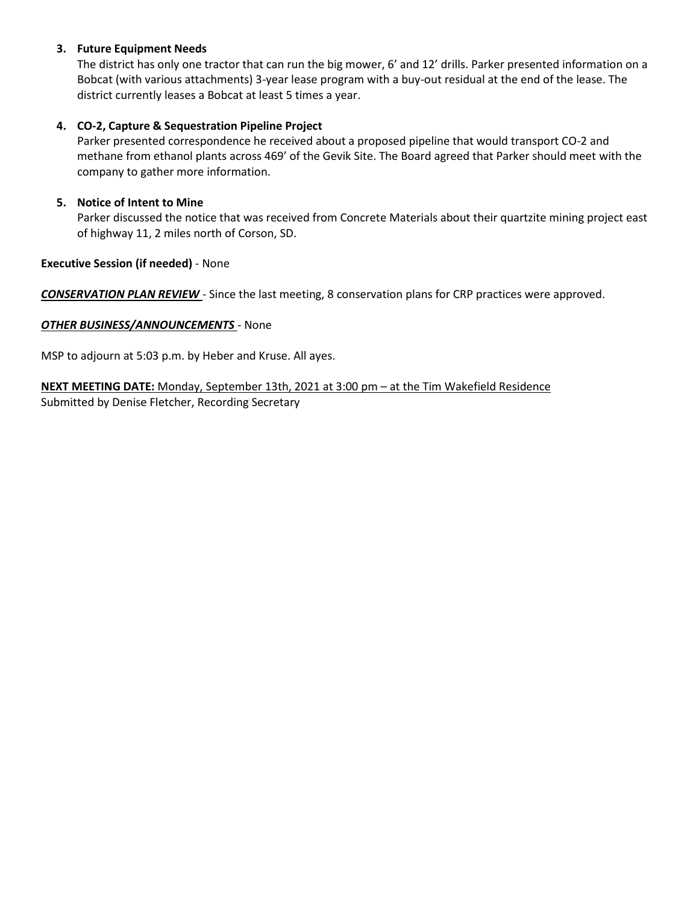3. **Future Equipment Needs**
   The district has only one tractor that can run the big mower, 6’ and 12’ drills. Parker presented information on a Bobcat (with various attachments) 3-year lease program with a buy-out residual at the end of the lease. The district currently leases a Bobcat at least 5 times a year.

4. **CO-2, Capture & Sequestration Pipeline Project**
   Parker presented correspondence he received about a proposed pipeline that would transport CO-2 and methane from ethanol plants across 469’ of the Gevik Site. The Board agreed that Parker should meet with the company to gather more information.

5. **Notice of Intent to Mine**
   Parker discussed the notice that was received from Concrete Materials about their quartzite mining project east of highway 11, 2 miles north of Corson, SD.

**Executive Session (if needed)** - None

***CONSERVATION PLAN REVIEW*** - Since the last meeting, 8 conservation plans for CRP practices were approved.

***OTHER BUSINESS/ANNOUNCEMENTS*** - None

MSP to adjourn at 5:03 p.m. by Heber and Kruse. All ayes.

**NEXT MEETING DATE:** Monday, September 13th, 2021 at 3:00 pm – at the Tim Wakefield Residence

Submitted by Denise Fletcher, Recording Secretary